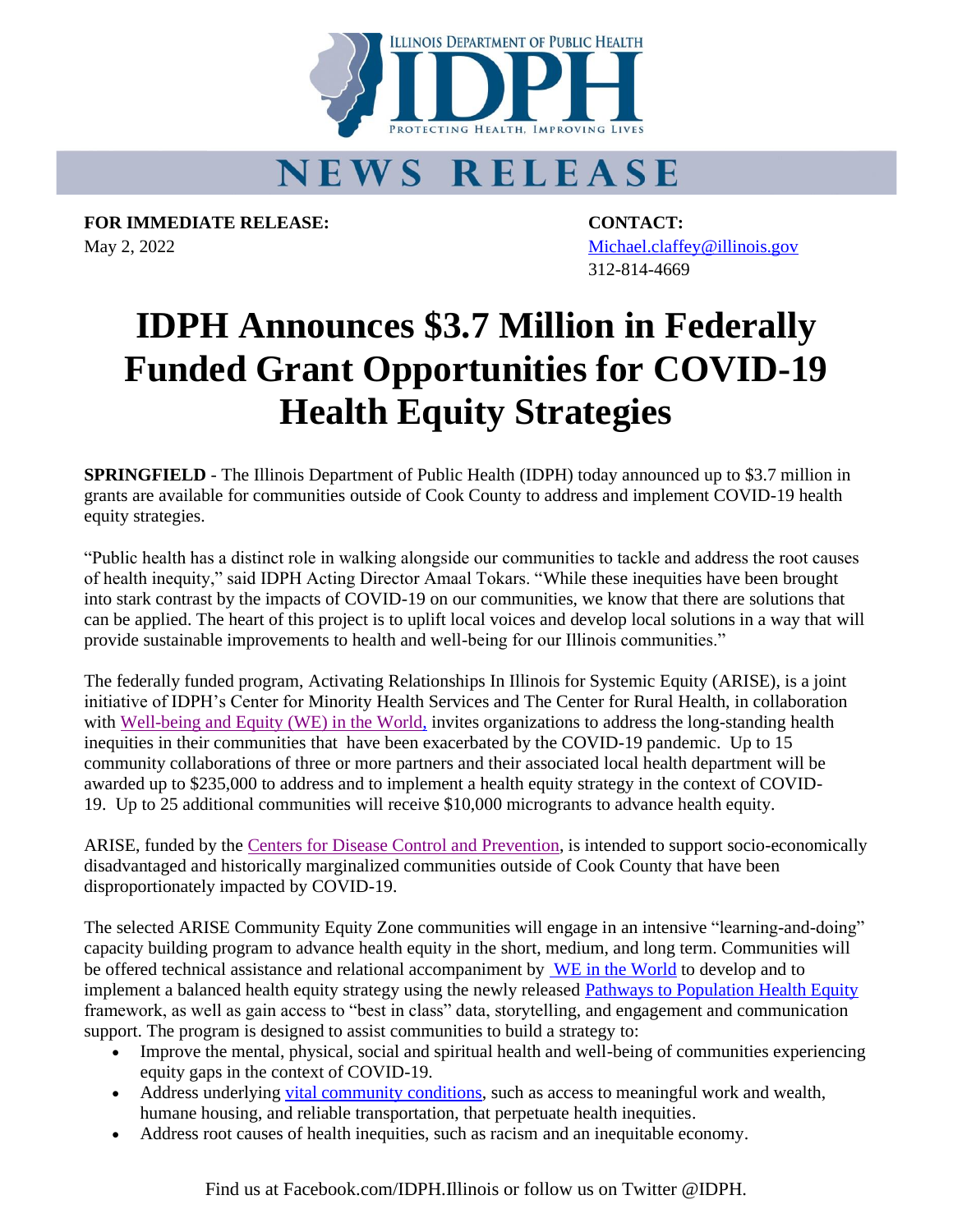Illinois Department of Public Health

# IDPH

Protecting Health, Improving Lives

## NEWS RELEASE

**FOR IMMEDIATE RELEASE:**
May 2, 2022

**CONTACT:**
Michael.claffey@illinois.gov
312-814-4669

# IDPH Announces $3.7 Million in Federally Funded Grant Opportunities for COVID-19 Health Equity Strategies

**SPRINGFIELD** - The Illinois Department of Public Health (IDPH) today announced up to $3.7 million in grants are available for communities outside of Cook County to address and implement COVID-19 health equity strategies.

"Public health has a distinct role in walking alongside our communities to tackle and address the root causes of health inequity," said IDPH Acting Director Amaal Tokars. "While these inequities have been brought into stark contrast by the impacts of COVID-19 on our communities, we know that there are solutions that can be applied. The heart of this project is to uplift local voices and develop local solutions in a way that will provide sustainable improvements to health and well-being for our Illinois communities."

The federally funded program, Activating Relationships In Illinois for Systemic Equity (ARISE), is a joint initiative of IDPH's Center for Minority Health Services and The Center for Rural Health, in collaboration with Well-being and Equity (WE) in the World, invites organizations to address the long-standing health inequities in their communities that have been exacerbated by the COVID-19 pandemic. Up to 15 community collaborations of three or more partners and their associated local health department will be awarded up to $235,000 to address and to implement a health equity strategy in the context of COVID-19. Up to 25 additional communities will receive $10,000 microgrants to advance health equity.

ARISE, funded by the Centers for Disease Control and Prevention, is intended to support socio-economically disadvantaged and historically marginalized communities outside of Cook County that have been disproportionately impacted by COVID-19.

The selected ARISE Community Equity Zone communities will engage in an intensive "learning-and-doing" capacity building program to advance health equity in the short, medium, and long term. Communities will be offered technical assistance and relational accompaniment by WE in the World to develop and to implement a balanced health equity strategy using the newly released Pathways to Population Health Equity framework, as well as gain access to "best in class" data, storytelling, and engagement and communication support. The program is designed to assist communities to build a strategy to:

- Improve the mental, physical, social and spiritual health and well-being of communities experiencing equity gaps in the context of COVID-19.
- Address underlying vital community conditions, such as access to meaningful work and wealth, humane housing, and reliable transportation, that perpetuate health inequities.
- Address root causes of health inequities, such as racism and an inequitable economy.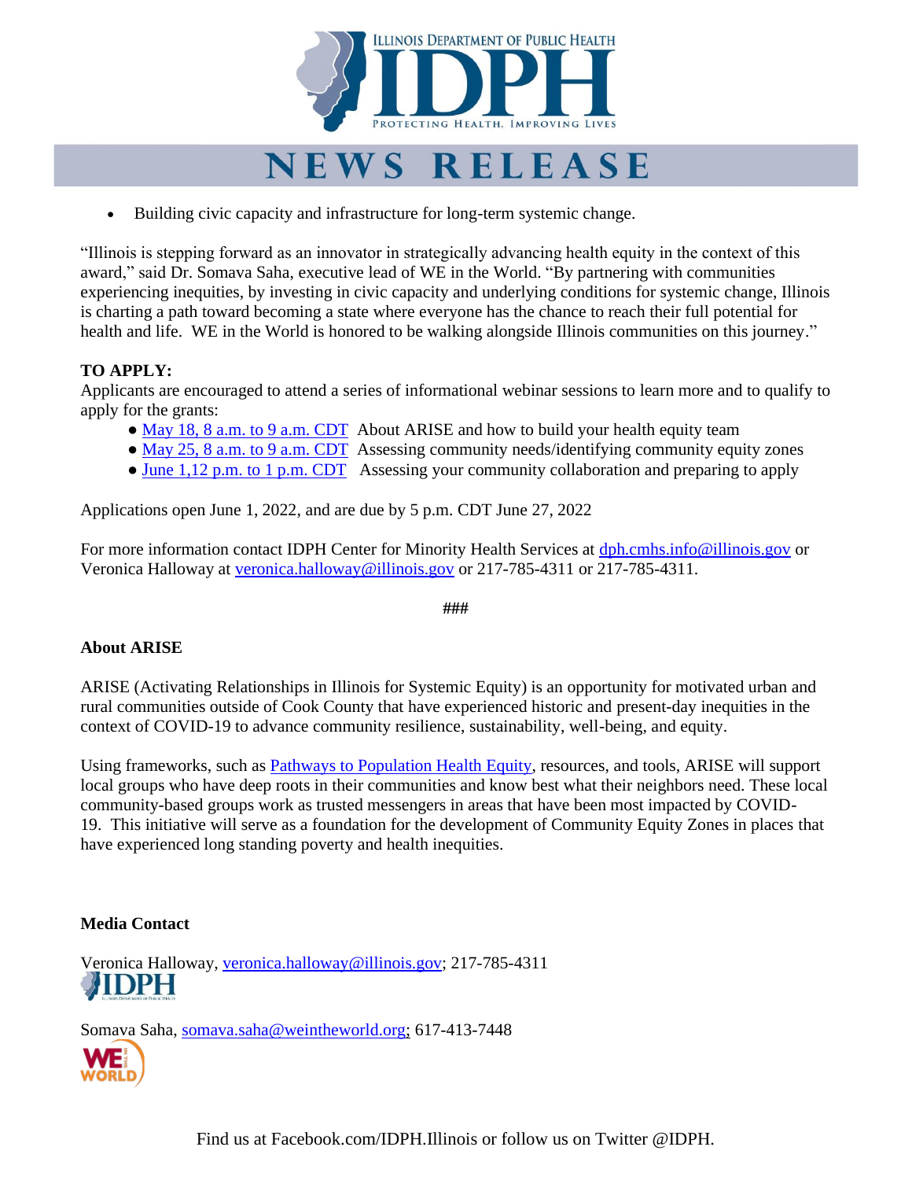- Building civic capacity and infrastructure for long-term systemic change.

"Illinois is stepping forward as an innovator in strategically advancing health equity in the context of this award," said Dr. Somava Saha, executive lead of WE in the World. "By partnering with communities experiencing inequities, by investing in civic capacity and underlying conditions for systemic change, Illinois is charting a path toward becoming a state where everyone has the chance to reach their full potential for health and life. WE in the World is honored to be walking alongside Illinois communities on this journey."

**TO APPLY:**
Applicants are encouraged to attend a series of informational webinar sessions to learn more and to qualify to apply for the grants:

- May 18, 8 a.m. to 9 a.m. CDT About ARISE and how to build your health equity team
- May 25, 8 a.m. to 9 a.m. CDT Assessing community needs/identifying community equity zones
- June 1,12 p.m. to 1 p.m. CDT Assessing your community collaboration and preparing to apply

Applications open June 1, 2022, and are due by 5 p.m. CDT June 27, 2022

For more information contact IDPH Center for Minority Health Services at dph.cmhs.info@illinois.gov or Veronica Halloway at veronica.halloway@illinois.gov or 217-785-4311 or 217-785-4311.

###

**About ARISE**

ARISE (Activating Relationships in Illinois for Systemic Equity) is an opportunity for motivated urban and rural communities outside of Cook County that have experienced historic and present-day inequities in the context of COVID-19 to advance community resilience, sustainability, well-being, and equity.

Using frameworks, such as Pathways to Population Health Equity, resources, and tools, ARISE will support local groups who have deep roots in their communities and know best what their neighbors need. These local community-based groups work as trusted messengers in areas that have been most impacted by COVID-19. This initiative will serve as a foundation for the development of Community Equity Zones in places that have experienced long standing poverty and health inequities.

**Media Contact**

Veronica Halloway, veronica.halloway@illinois.gov; 217-785-4311

Somava Saha, somava.saha@weintheworld.org; 617-413-7448

Find us at Facebook.com/IDPH.Illinois or follow us on Twitter @IDPH.